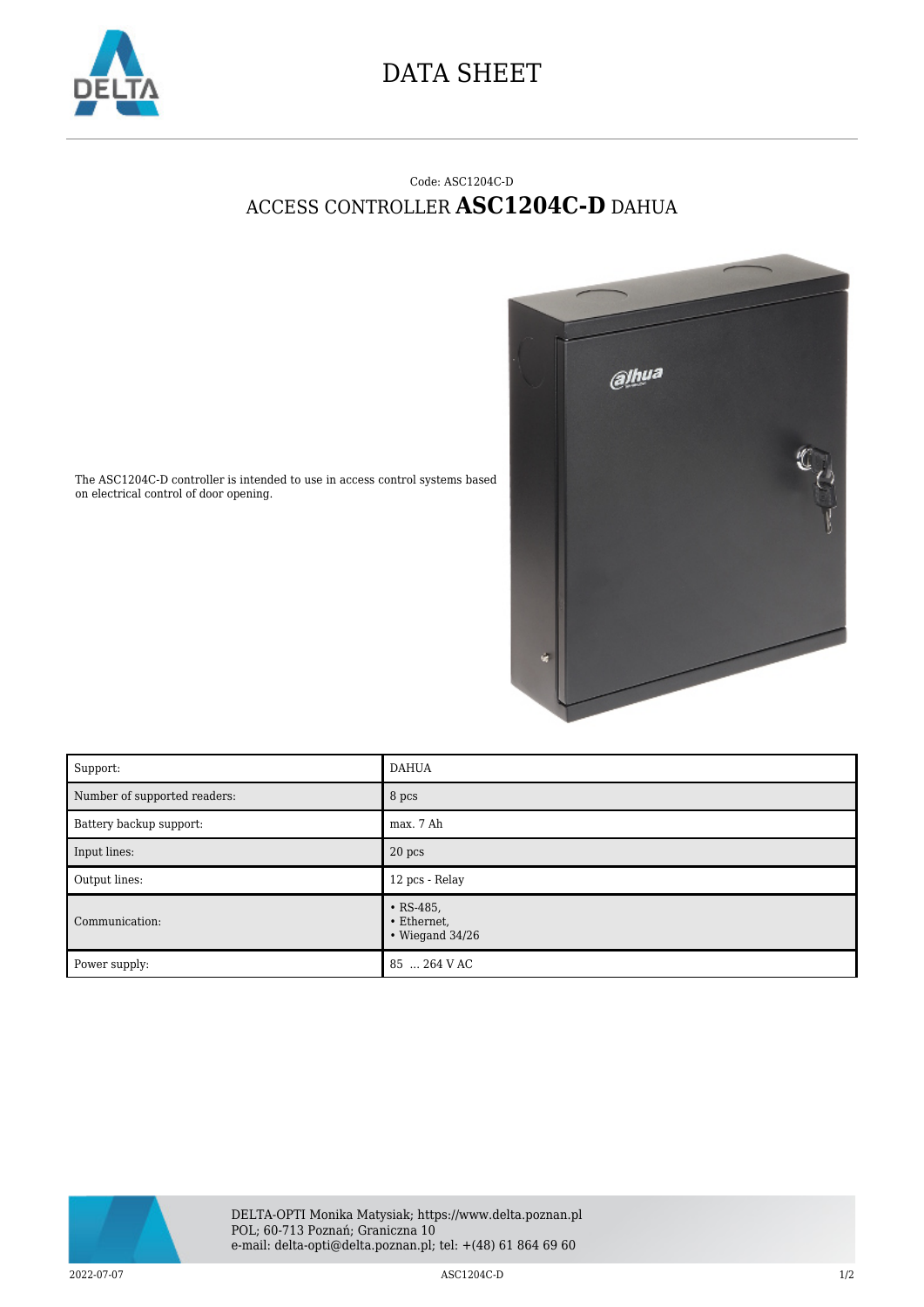# DATA SHEET

Code: ASC1204C-D

## ACCESS CONTROLLER **ASC1204C-D** DAHUA

The ASC1204C-D controller is intended to use in access control systems based on electrical control of door opening.

| Support: | DAHUA |
|---|---|
| Number of supported readers: | 8 pcs |
| Battery backup support: | max. 7 Ah |
| Input lines: | 20 pcs |
| Output lines: | 12 pcs - Relay |
| Communication: | • RS-485,<br>• Ethernet,<br>• Wiegand 34/26 |
| Power supply: | 85 ... 264 V AC |

DELTA-OPTI Monika Matysiak; https://www.delta.poznan.pl
POL; 60-713 Poznań; Graniczna 10
e-mail: delta-opti@delta.poznan.pl; tel: +(48) 61 864 69 60

2022-07-07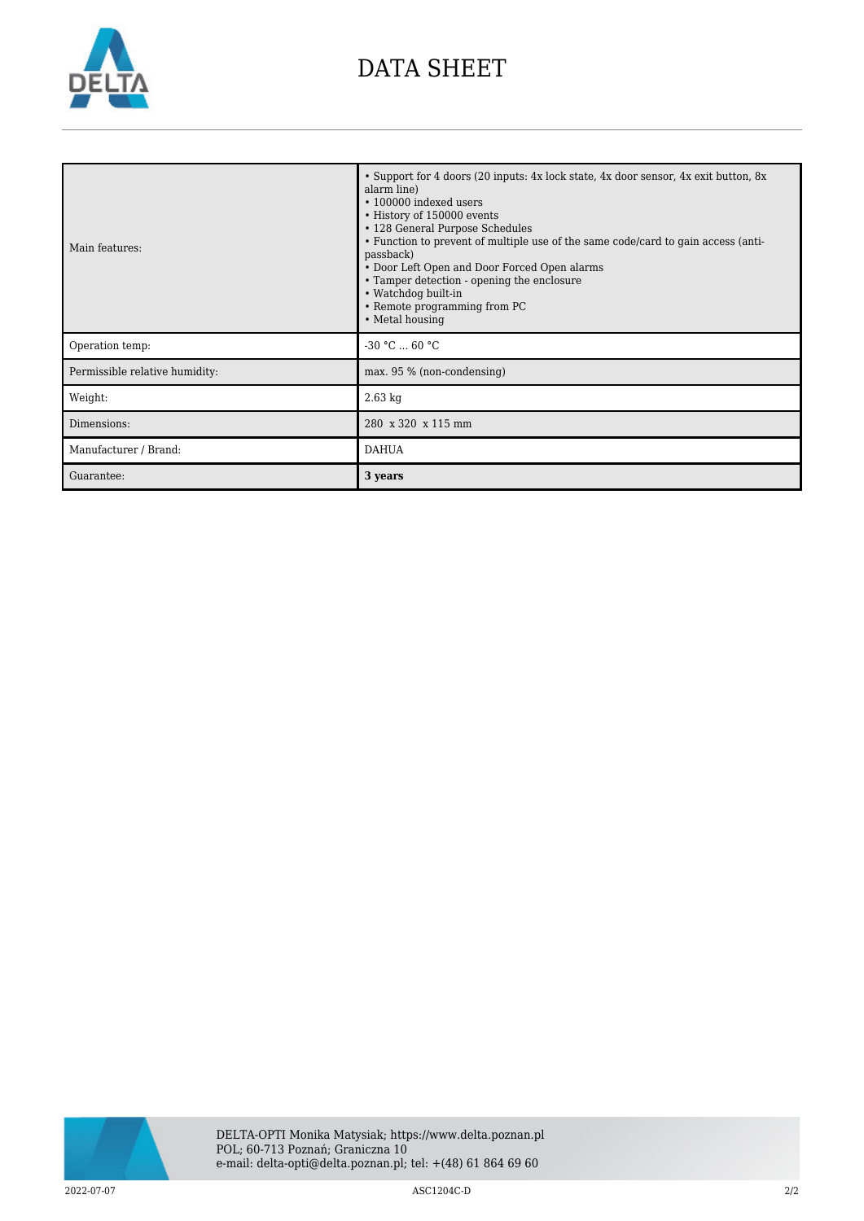# DATA SHEET

| | |
|---|---|
| Main features: | • Support for 4 doors (20 inputs: 4x lock state, 4x door sensor, 4x exit button, 8x alarm line)<br>• 100000 indexed users<br>• History of 150000 events<br>• 128 General Purpose Schedules<br>• Function to prevent of multiple use of the same code/card to gain access (anti-passback)<br>• Door Left Open and Door Forced Open alarms<br>• Tamper detection - opening the enclosure<br>• Watchdog built-in<br>• Remote programming from PC<br>• Metal housing |
| Operation temp: | -30 °C ... 60 °C |
| Permissible relative humidity: | max. 95 % (non-condensing) |
| Weight: | 2.63 kg |
| Dimensions: | 280 x 320 x 115 mm |
| Manufacturer / Brand: | DAHUA |
| Guarantee: | **3 years** |

DELTA-OPTI Monika Matysiak; https://www.delta.poznan.pl
POL; 60-713 Poznań; Graniczna 10
e-mail: delta-opti@delta.poznan.pl; tel: +(48) 61 864 69 60

2022-07-07 ASC1204C-D